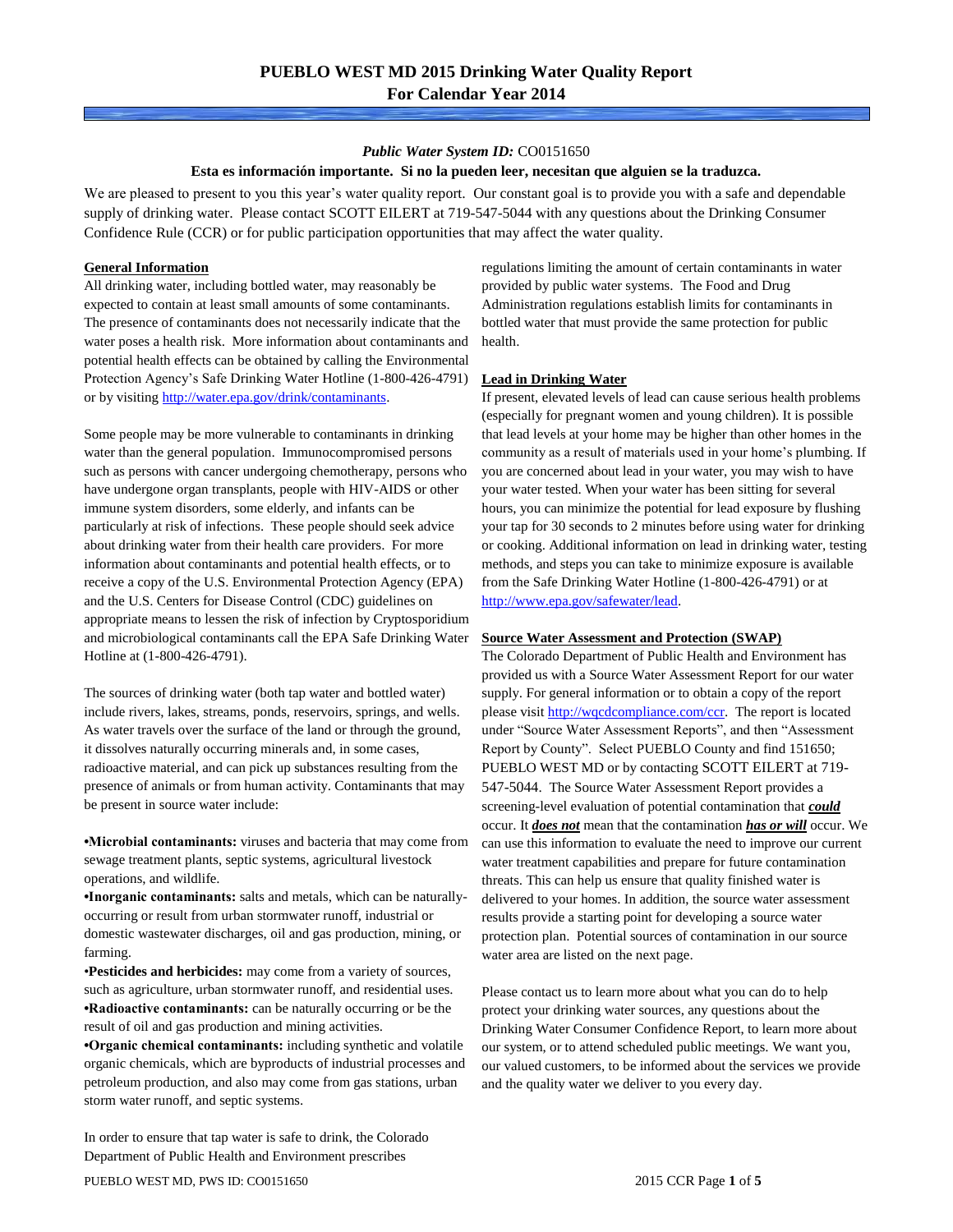# PUEBLO WEST MD 2015 Drinking Water Quality Report
# For Calendar Year 2014

***Public Water System ID:*** CO0151650

**Esta es información importante. Si no la pueden leer, necesitan que alguien se la traduzca.**

We are pleased to present to you this year's water quality report. Our constant goal is to provide you with a safe and dependable supply of drinking water. Please contact SCOTT EILERT at 719-547-5044 with any questions about the Drinking Consumer Confidence Rule (CCR) or for public participation opportunities that may affect the water quality.

## General Information

All drinking water, including bottled water, may reasonably be expected to contain at least small amounts of some contaminants. The presence of contaminants does not necessarily indicate that the water poses a health risk. More information about contaminants and potential health effects can be obtained by calling the Environmental Protection Agency's Safe Drinking Water Hotline (1-800-426-4791) or by visiting http://water.epa.gov/drink/contaminants.

Some people may be more vulnerable to contaminants in drinking water than the general population. Immunocompromised persons such as persons with cancer undergoing chemotherapy, persons who have undergone organ transplants, people with HIV-AIDS or other immune system disorders, some elderly, and infants can be particularly at risk of infections. These people should seek advice about drinking water from their health care providers. For more information about contaminants and potential health effects, or to receive a copy of the U.S. Environmental Protection Agency (EPA) and the U.S. Centers for Disease Control (CDC) guidelines on appropriate means to lessen the risk of infection by Cryptosporidium and microbiological contaminants call the EPA Safe Drinking Water Hotline at (1-800-426-4791).

The sources of drinking water (both tap water and bottled water) include rivers, lakes, streams, ponds, reservoirs, springs, and wells. As water travels over the surface of the land or through the ground, it dissolves naturally occurring minerals and, in some cases, radioactive material, and can pick up substances resulting from the presence of animals or from human activity. Contaminants that may be present in source water include:

- **Microbial contaminants:** viruses and bacteria that may come from sewage treatment plants, septic systems, agricultural livestock operations, and wildlife.
- **Inorganic contaminants:** salts and metals, which can be naturally-occurring or result from urban stormwater runoff, industrial or domestic wastewater discharges, oil and gas production, mining, or farming.
- **Pesticides and herbicides:** may come from a variety of sources, such as agriculture, urban stormwater runoff, and residential uses.
- **Radioactive contaminants:** can be naturally occurring or be the result of oil and gas production and mining activities.
- **Organic chemical contaminants:** including synthetic and volatile organic chemicals, which are byproducts of industrial processes and petroleum production, and also may come from gas stations, urban storm water runoff, and septic systems.

In order to ensure that tap water is safe to drink, the Colorado Department of Public Health and Environment prescribes regulations limiting the amount of certain contaminants in water provided by public water systems. The Food and Drug Administration regulations establish limits for contaminants in bottled water that must provide the same protection for public health.

## Lead in Drinking Water

If present, elevated levels of lead can cause serious health problems (especially for pregnant women and young children). It is possible that lead levels at your home may be higher than other homes in the community as a result of materials used in your home's plumbing. If you are concerned about lead in your water, you may wish to have your water tested. When your water has been sitting for several hours, you can minimize the potential for lead exposure by flushing your tap for 30 seconds to 2 minutes before using water for drinking or cooking. Additional information on lead in drinking water, testing methods, and steps you can take to minimize exposure is available from the Safe Drinking Water Hotline (1-800-426-4791) or at http://www.epa.gov/safewater/lead.

## Source Water Assessment and Protection (SWAP)

The Colorado Department of Public Health and Environment has provided us with a Source Water Assessment Report for our water supply. For general information or to obtain a copy of the report please visit http://wqcdcompliance.com/ccr. The report is located under "Source Water Assessment Reports", and then "Assessment Report by County". Select PUEBLO County and find 151650; PUEBLO WEST MD or by contacting SCOTT EILERT at 719-547-5044. The Source Water Assessment Report provides a screening-level evaluation of potential contamination that ***could*** occur. It ***does not*** mean that the contamination ***has or will*** occur. We can use this information to evaluate the need to improve our current water treatment capabilities and prepare for future contamination threats. This can help us ensure that quality finished water is delivered to your homes. In addition, the source water assessment results provide a starting point for developing a source water protection plan. Potential sources of contamination in our source water area are listed on the next page.

Please contact us to learn more about what you can do to help protect your drinking water sources, any questions about the Drinking Water Consumer Confidence Report, to learn more about our system, or to attend scheduled public meetings. We want you, our valued customers, to be informed about the services we provide and the quality water we deliver to you every day.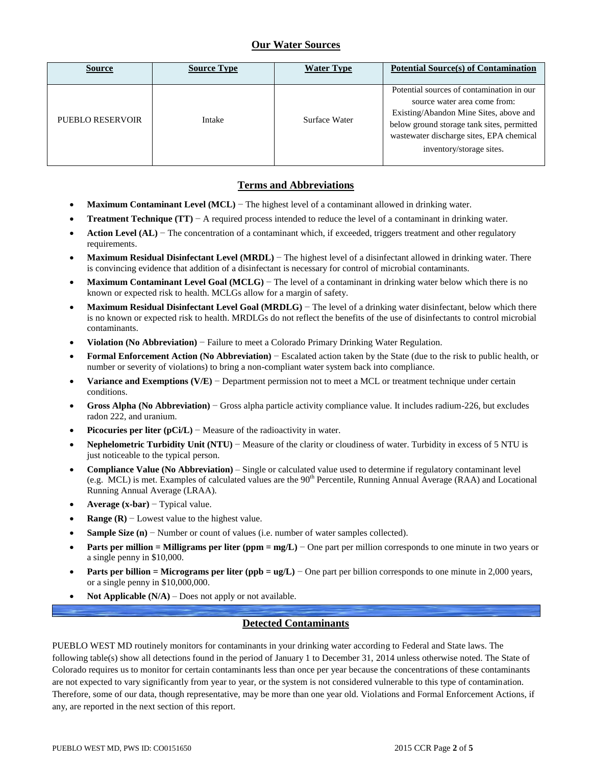## Our Water Sources

| Source | Source Type | Water Type | Potential Source(s) of Contamination |
|---|---|---|---|
| PUEBLO RESERVOIR | Intake | Surface Water | Potential sources of contamination in our source water area come from: Existing/Abandon Mine Sites, above and below ground storage tank sites, permitted wastewater discharge sites, EPA chemical inventory/storage sites. |

## Terms and Abbreviations

- **Maximum Contaminant Level (MCL)** − The highest level of a contaminant allowed in drinking water.
- **Treatment Technique (TT)** − A required process intended to reduce the level of a contaminant in drinking water.
- **Action Level (AL)** − The concentration of a contaminant which, if exceeded, triggers treatment and other regulatory requirements.
- **Maximum Residual Disinfectant Level (MRDL)** − The highest level of a disinfectant allowed in drinking water. There is convincing evidence that addition of a disinfectant is necessary for control of microbial contaminants.
- **Maximum Contaminant Level Goal (MCLG)** − The level of a contaminant in drinking water below which there is no known or expected risk to health. MCLGs allow for a margin of safety.
- **Maximum Residual Disinfectant Level Goal (MRDLG)** − The level of a drinking water disinfectant, below which there is no known or expected risk to health. MRDLGs do not reflect the benefits of the use of disinfectants to control microbial contaminants.
- **Violation (No Abbreviation)** − Failure to meet a Colorado Primary Drinking Water Regulation.
- **Formal Enforcement Action (No Abbreviation)** − Escalated action taken by the State (due to the risk to public health, or number or severity of violations) to bring a non-compliant water system back into compliance.
- **Variance and Exemptions (V/E)** − Department permission not to meet a MCL or treatment technique under certain conditions.
- **Gross Alpha (No Abbreviation)** − Gross alpha particle activity compliance value. It includes radium-226, but excludes radon 222, and uranium.
- **Picocuries per liter (pCi/L)** − Measure of the radioactivity in water.
- **Nephelometric Turbidity Unit (NTU)** − Measure of the clarity or cloudiness of water. Turbidity in excess of 5 NTU is just noticeable to the typical person.
- **Compliance Value (No Abbreviation)** – Single or calculated value used to determine if regulatory contaminant level (e.g. MCL) is met. Examples of calculated values are the 90th Percentile, Running Annual Average (RAA) and Locational Running Annual Average (LRAA).
- **Average (x-bar)** − Typical value.
- **Range (R)** − Lowest value to the highest value.
- **Sample Size (n)** − Number or count of values (i.e. number of water samples collected).
- **Parts per million = Milligrams per liter (ppm = mg/L)** − One part per million corresponds to one minute in two years or a single penny in $10,000.
- **Parts per billion = Micrograms per liter (ppb = ug/L)** − One part per billion corresponds to one minute in 2,000 years, or a single penny in $10,000,000.
- **Not Applicable (N/A)** – Does not apply or not available.

## Detected Contaminants

PUEBLO WEST MD routinely monitors for contaminants in your drinking water according to Federal and State laws. The following table(s) show all detections found in the period of January 1 to December 31, 2014 unless otherwise noted. The State of Colorado requires us to monitor for certain contaminants less than once per year because the concentrations of these contaminants are not expected to vary significantly from year to year, or the system is not considered vulnerable to this type of contamination. Therefore, some of our data, though representative, may be more than one year old. Violations and Formal Enforcement Actions, if any, are reported in the next section of this report.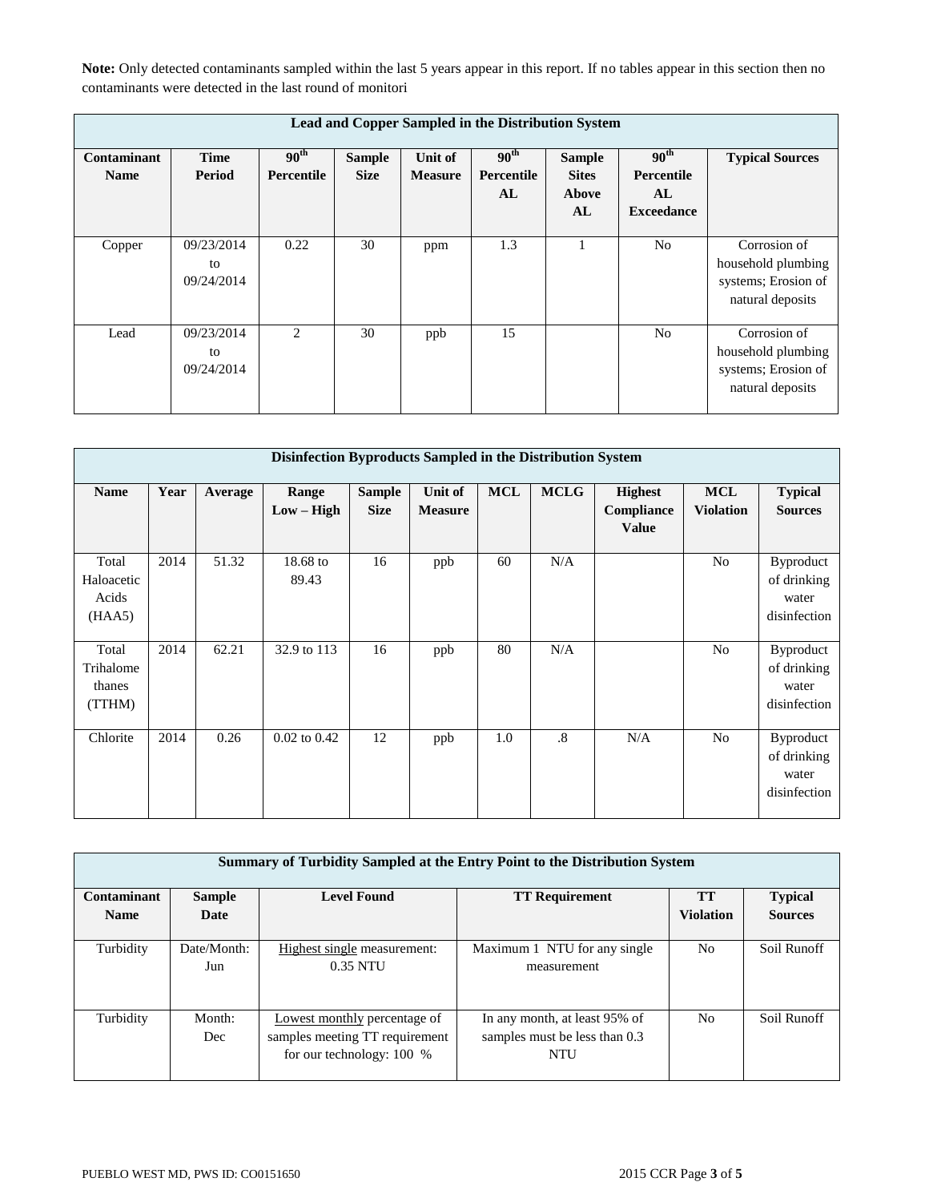**Note:** Only detected contaminants sampled within the last 5 years appear in this report. If no tables appear in this section then no contaminants were detected in the last round of monitori

| Lead and Copper Sampled in the Distribution System | | | | | | | | |
|---|---|---|---|---|---|---|---|---|
| **Contaminant Name** | **Time Period** | **90th Percentile** | **Sample Size** | **Unit of Measure** | **90th Percentile AL** | **Sample Sites Above AL** | **90th Percentile AL Exceedance** | **Typical Sources** |
| Copper | 09/23/2014 to 09/24/2014 | 0.22 | 30 | ppm | 1.3 | 1 | No | Corrosion of household plumbing systems; Erosion of natural deposits |
| Lead | 09/23/2014 to 09/24/2014 | 2 | 30 | ppb | 15 | | No | Corrosion of household plumbing systems; Erosion of natural deposits |

| Disinfection Byproducts Sampled in the Distribution System | | | | | | | | | | |
|---|---|---|---|---|---|---|---|---|---|---|
| **Name** | **Year** | **Average** | **Range Low – High** | **Sample Size** | **Unit of Measure** | **MCL** | **MCLG** | **Highest Compliance Value** | **MCL Violation** | **Typical Sources** |
| Total Haloacetic Acids (HAA5) | 2014 | 51.32 | 18.68 to 89.43 | 16 | ppb | 60 | N/A | | No | Byproduct of drinking water disinfection |
| Total Trihalomethanes (TTHM) | 2014 | 62.21 | 32.9 to 113 | 16 | ppb | 80 | N/A | | No | Byproduct of drinking water disinfection |
| Chlorite | 2014 | 0.26 | 0.02 to 0.42 | 12 | ppb | 1.0 | .8 | N/A | No | Byproduct of drinking water disinfection |

| Summary of Turbidity Sampled at the Entry Point to the Distribution System | | | | | |
|---|---|---|---|---|---|
| **Contaminant Name** | **Sample Date** | **Level Found** | **TT Requirement** | **TT Violation** | **Typical Sources** |
| Turbidity | Date/Month: Jun | Highest single measurement: 0.35 NTU | Maximum 1 NTU for any single measurement | No | Soil Runoff |
| Turbidity | Month: Dec | Lowest monthly percentage of samples meeting TT requirement for our technology: 100 % | In any month, at least 95% of samples must be less than 0.3 NTU | No | Soil Runoff |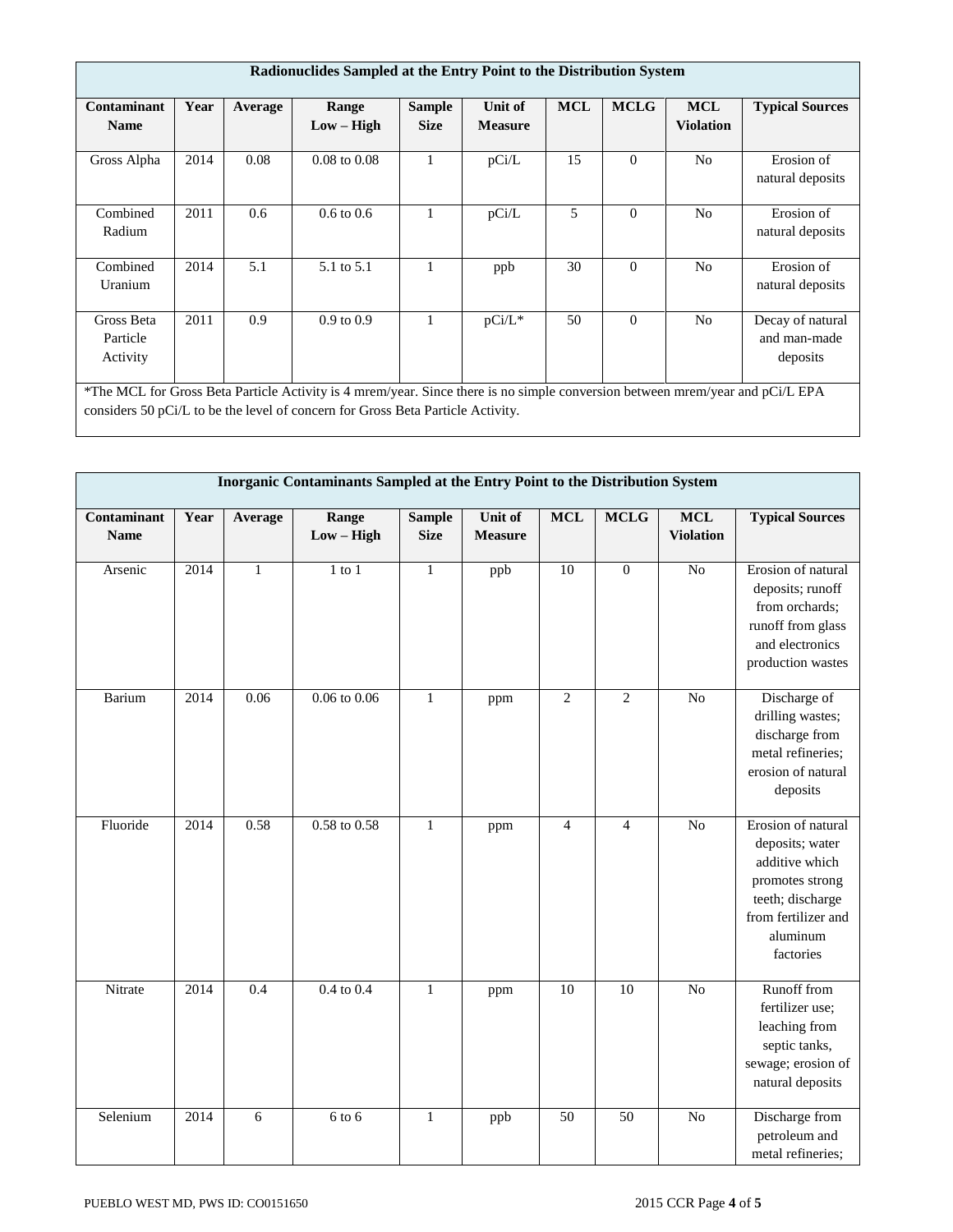| Radionuclides Sampled at the Entry Point to the Distribution System | | | | | | | | | |
|---|---|---|---|---|---|---|---|---|---|
| **Contaminant Name** | **Year** | **Average** | **Range Low – High** | **Sample Size** | **Unit of Measure** | **MCL** | **MCLG** | **MCL Violation** | **Typical Sources** |
| Gross Alpha | 2014 | 0.08 | 0.08 to 0.08 | 1 | pCi/L | 15 | 0 | No | Erosion of natural deposits |
| Combined Radium | 2011 | 0.6 | 0.6 to 0.6 | 1 | pCi/L | 5 | 0 | No | Erosion of natural deposits |
| Combined Uranium | 2014 | 5.1 | 5.1 to 5.1 | 1 | ppb | 30 | 0 | No | Erosion of natural deposits |
| Gross Beta Particle Activity | 2011 | 0.9 | 0.9 to 0.9 | 1 | pCi/L* | 50 | 0 | No | Decay of natural and man-made deposits |
| *The MCL for Gross Beta Particle Activity is 4 mrem/year. Since there is no simple conversion between mrem/year and pCi/L EPA considers 50 pCi/L to be the level of concern for Gross Beta Particle Activity. | | | | | | | | | |

| Inorganic Contaminants Sampled at the Entry Point to the Distribution System | | | | | | | | | |
|---|---|---|---|---|---|---|---|---|---|
| **Contaminant Name** | **Year** | **Average** | **Range Low – High** | **Sample Size** | **Unit of Measure** | **MCL** | **MCLG** | **MCL Violation** | **Typical Sources** |
| Arsenic | 2014 | 1 | 1 to 1 | 1 | ppb | 10 | 0 | No | Erosion of natural deposits; runoff from orchards; runoff from glass and electronics production wastes |
| Barium | 2014 | 0.06 | 0.06 to 0.06 | 1 | ppm | 2 | 2 | No | Discharge of drilling wastes; discharge from metal refineries; erosion of natural deposits |
| Fluoride | 2014 | 0.58 | 0.58 to 0.58 | 1 | ppm | 4 | 4 | No | Erosion of natural deposits; water additive which promotes strong teeth; discharge from fertilizer and aluminum factories |
| Nitrate | 2014 | 0.4 | 0.4 to 0.4 | 1 | ppm | 10 | 10 | No | Runoff from fertilizer use; leaching from septic tanks, sewage; erosion of natural deposits |
| Selenium | 2014 | 6 | 6 to 6 | 1 | ppb | 50 | 50 | No | Discharge from petroleum and metal refineries; |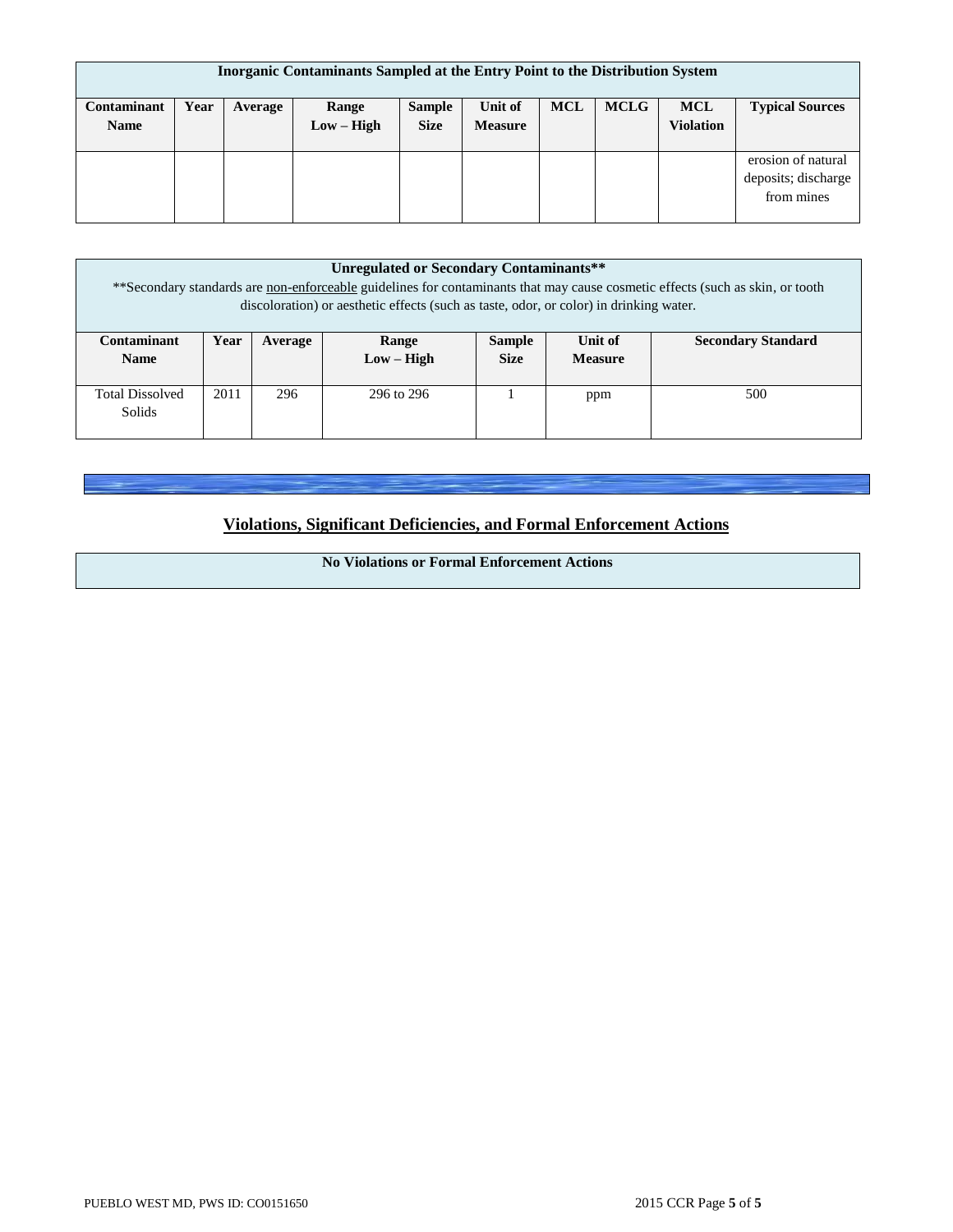| Inorganic Contaminants Sampled at the Entry Point to the Distribution System | | | | | | | | | |
|---|---|---|---|---|---|---|---|---|---|
| **Contaminant Name** | **Year** | **Average** | **Range Low – High** | **Sample Size** | **Unit of Measure** | **MCL** | **MCLG** | **MCL Violation** | **Typical Sources** |
| | | | | | | | | | erosion of natural deposits; discharge from mines |

**Unregulated or Secondary Contaminants****

**Secondary standards are non-enforceable guidelines for contaminants that may cause cosmetic effects (such as skin, or tooth discoloration) or aesthetic effects (such as taste, odor, or color) in drinking water.

| Contaminant Name | Year | Average | Range Low – High | Sample Size | Unit of Measure | Secondary Standard |
|---|---|---|---|---|---|---|
| Total Dissolved Solids | 2011 | 296 | 296 to 296 | 1 | ppm | 500 |

## Violations, Significant Deficiencies, and Formal Enforcement Actions

**No Violations or Formal Enforcement Actions**